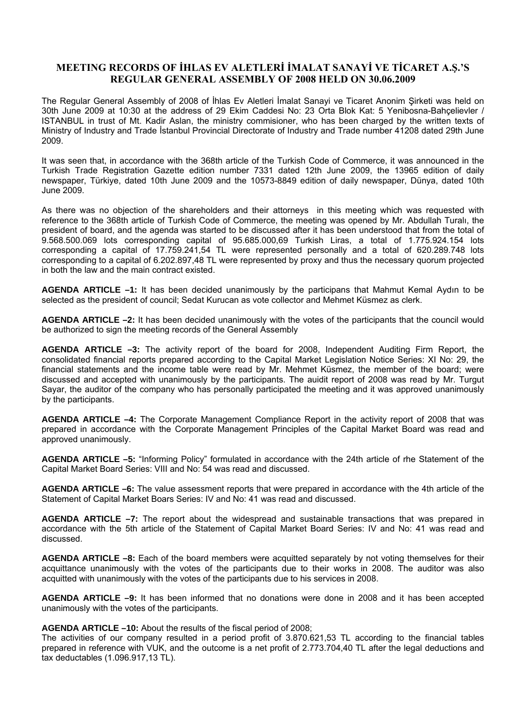# MEETING RECORDS OF İHLAS EV ALETLERİ İMALAT SANAYİ VE TİCARET A.Ş.'S REGULAR GENERAL ASSEMBLY OF 2008 HELD ON 30.06.2009

The Regular General Assembly of 2008 of İhlas Ev Aletleri İmalat Sanayi ve Ticaret Anonim Şirketi was held on 30th June 2009 at 10:30 at the address of 29 Ekim Caddesi No: 23 Orta Blok Kat: 5 Yenibosna-Bahçelievler / ISTANBUL in trust of Mt. Kadir Aslan, the ministry commisioner, who has been charged by the written texts of Ministry of Industry and Trade İstanbul Provincial Directorate of Industry and Trade number 41208 dated 29th June 2009.

It was seen that, in accordance with the 368th article of the Turkish Code of Commerce, it was announced in the Turkish Trade Registration Gazette edition number 7331 dated 12th June 2009, the 13965 edition of daily newspaper, Türkiye, dated 10th June 2009 and the 10573-8849 edition of daily newspaper, Dünya, dated 10th June 2009.

As there was no objection of the shareholders and their attorneys in this meeting which was requested with reference to the 368th article of Turkish Code of Commerce, the meeting was opened by Mr. Abdullah Turalı, the president of board, and the agenda was started to be discussed after it has been understood that from the total of 9.568.500.069 lots corresponding capital of 95.685.000,69 Turkish Liras, a total of 1.775.924.154 lots corresponding a capital of 17.759.241,54 TL were represented personally and a total of 620.289.748 lots corresponding to a capital of 6.202.897,48 TL were represented by proxy and thus the necessary quorum projected in both the law and the main contract existed.

**AGENDA ARTICLE –1:** It has been decided unanimously by the participans that Mahmut Kemal Aydın to be selected as the president of council; Sedat Kurucan as vote collector and Mehmet Küsmez as clerk.

**AGENDA ARTICLE –2:** It has been decided unanimously with the votes of the participants that the council would be authorized to sign the meeting records of the General Assembly

**AGENDA ARTICLE –3:** The activity report of the board for 2008, Independent Auditing Firm Report, the consolidated financial reports prepared according to the Capital Market Legislation Notice Series: XI No: 29, the financial statements and the income table were read by Mr. Mehmet Küsmez, the member of the board; were discussed and accepted with unanimously by the participants. The auidit report of 2008 was read by Mr. Turgut Sayar, the auditor of the company who has personally participated the meeting and it was approved unanimously by the participants.

**AGENDA ARTICLE –4:** The Corporate Management Compliance Report in the activity report of 2008 that was prepared in accordance with the Corporate Management Principles of the Capital Market Board was read and approved unanimously.

**AGENDA ARTICLE –5:** "Informing Policy" formulated in accordance with the 24th article of rhe Statement of the Capital Market Board Series: VIII and No: 54 was read and discussed.

**AGENDA ARTICLE –6:** The value assessment reports that were prepared in accordance with the 4th article of the Statement of Capital Market Boars Series: IV and No: 41 was read and discussed.

**AGENDA ARTICLE –7:** The report about the widespread and sustainable transactions that was prepared in accordance with the 5th article of the Statement of Capital Market Board Series: IV and No: 41 was read and discussed.

**AGENDA ARTICLE –8:** Each of the board members were acquitted separately by not voting themselves for their acquittance unanimously with the votes of the participants due to their works in 2008. The auditor was also acquitted with unanimously with the votes of the participants due to his services in 2008.

**AGENDA ARTICLE –9:** It has been informed that no donations were done in 2008 and it has been accepted unanimously with the votes of the participants.

**AGENDA ARTICLE –10:** About the results of the fiscal period of 2008;
The activities of our company resulted in a period profit of 3.870.621,53 TL according to the financial tables prepared in reference with VUK, and the outcome is a net profit of 2.773.704,40 TL after the legal deductions and tax deductables (1.096.917,13 TL).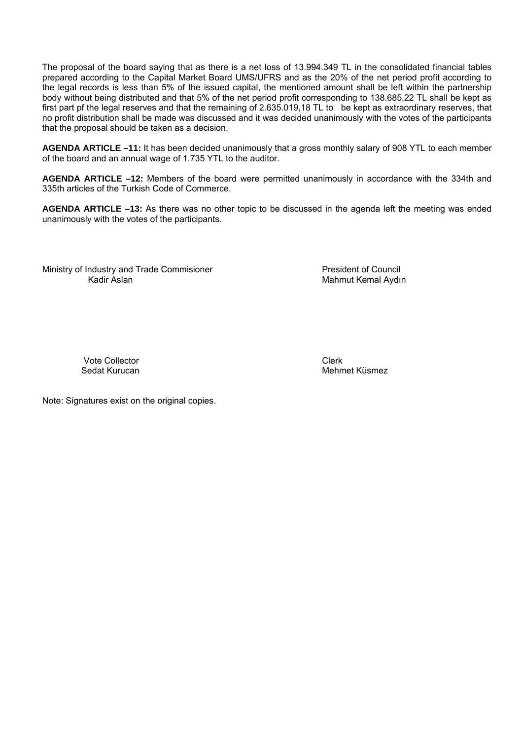The proposal of the board saying that as there is a net loss of 13.994.349 TL in the consolidated financial tables prepared according to the Capital Market Board UMS/UFRS and as the 20% of the net period profit according to the legal records is less than 5% of the issued capital, the mentioned amount shall be left within the partnership body without being distributed and that 5% of the net period profit corresponding to 138.685,22 TL shall be kept as first part pf the legal reserves and that the remaining of 2.635.019,18 TL to be kept as extraordinary reserves, that no profit distribution shall be made was discussed and it was decided unanimously with the votes of the participants that the proposal should be taken as a decision.

**AGENDA ARTICLE –11:** It has been decided unanimously that a gross monthly salary of 908 YTL to each member of the board and an annual wage of 1.735 YTL to the auditor.

**AGENDA ARTICLE –12:** Members of the board were permitted unanimously in accordance with the 334th and 335th articles of the Turkish Code of Commerce.

**AGENDA ARTICLE –13:** As there was no other topic to be discussed in the agenda left the meeting was ended unanimously with the votes of the participants.

Ministry of Industry and Trade Commisioner
Kadir Aslan

President of Council
Mahmut Kemal Aydın

Vote Collector
Sedat Kurucan

Clerk
Mehmet Küsmez

Note: Signatures exist on the original copies.